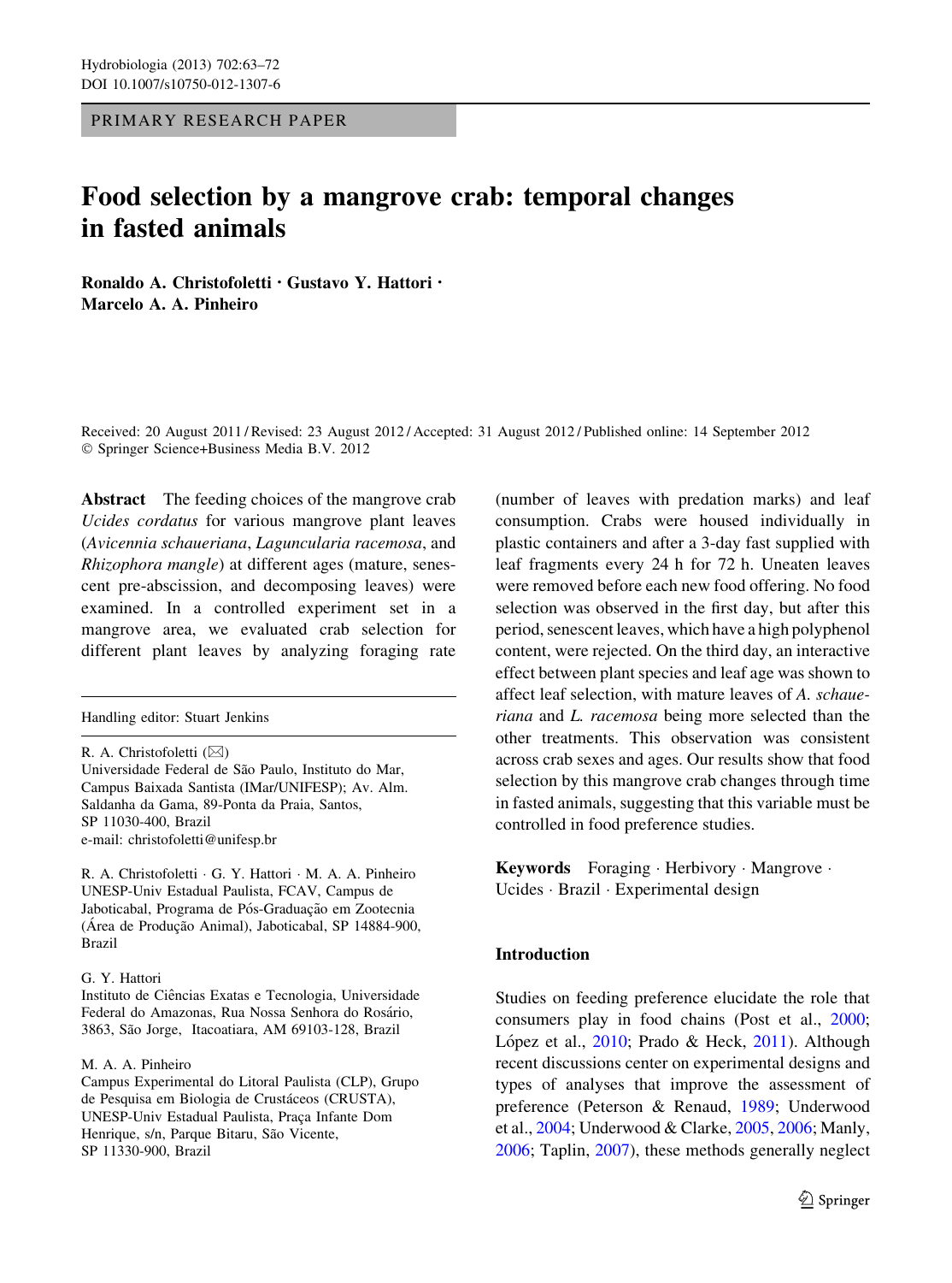PRIMARY RESEARCH PAPER

# Food selection by a mangrove crab: temporal changes in fasted animals

**Ronaldo A. Christofoletti · Gustavo Y. Hattori · Marcelo A. A. Pinheiro**

Received: 20 August 2011 / Revised: 23 August 2012 / Accepted: 31 August 2012 / Published online: 14 September 2012
© Springer Science+Business Media B.V. 2012

**Abstract** The feeding choices of the mangrove crab *Ucides cordatus* for various mangrove plant leaves (*Avicennia schaueriana*, *Laguncularia racemosa*, and *Rhizophora mangle*) at different ages (mature, senescent pre-abscission, and decomposing leaves) were examined. In a controlled experiment set in a mangrove area, we evaluated crab selection for different plant leaves by analyzing foraging rate (number of leaves with predation marks) and leaf consumption. Crabs were housed individually in plastic containers and after a 3-day fast supplied with leaf fragments every 24 h for 72 h. Uneaten leaves were removed before each new food offering. No food selection was observed in the first day, but after this period, senescent leaves, which have a high polyphenol content, were rejected. On the third day, an interactive effect between plant species and leaf age was shown to affect leaf selection, with mature leaves of *A. schaueriana* and *L. racemosa* being more selected than the other treatments. This observation was consistent across crab sexes and ages. Our results show that food selection by this mangrove crab changes through time in fasted animals, suggesting that this variable must be controlled in food preference studies.

**Keywords** Foraging · Herbivory · Mangrove · Ucides · Brazil · Experimental design

Handling editor: Stuart Jenkins

R. A. Christofoletti (✉)
Universidade Federal de São Paulo, Instituto do Mar, Campus Baixada Santista (IMar/UNIFESP); Av. Alm. Saldanha da Gama, 89-Ponta da Praia, Santos, SP 11030-400, Brazil
e-mail: christofoletti@unifesp.br

R. A. Christofoletti · G. Y. Hattori · M. A. A. Pinheiro
UNESP-Univ Estadual Paulista, FCAV, Campus de Jaboticabal, Programa de Pós-Graduação em Zootecnia (Área de Produção Animal), Jaboticabal, SP 14884-900, Brazil

G. Y. Hattori
Instituto de Ciências Exatas e Tecnologia, Universidade Federal do Amazonas, Rua Nossa Senhora do Rosário, 3863, São Jorge, Itacoatiara, AM 69103-128, Brazil

M. A. A. Pinheiro
Campus Experimental do Litoral Paulista (CLP), Grupo de Pesquisa em Biologia de Crustáceos (CRUSTA), UNESP-Univ Estadual Paulista, Praça Infante Dom Henrique, s/n, Parque Bitaru, São Vicente, SP 11330-900, Brazil

## Introduction

Studies on feeding preference elucidate the role that consumers play in food chains (Post et al., 2000; López et al., 2010; Prado & Heck, 2011). Although recent discussions center on experimental designs and types of analyses that improve the assessment of preference (Peterson & Renaud, 1989; Underwood et al., 2004; Underwood & Clarke, 2005, 2006; Manly, 2006; Taplin, 2007), these methods generally neglect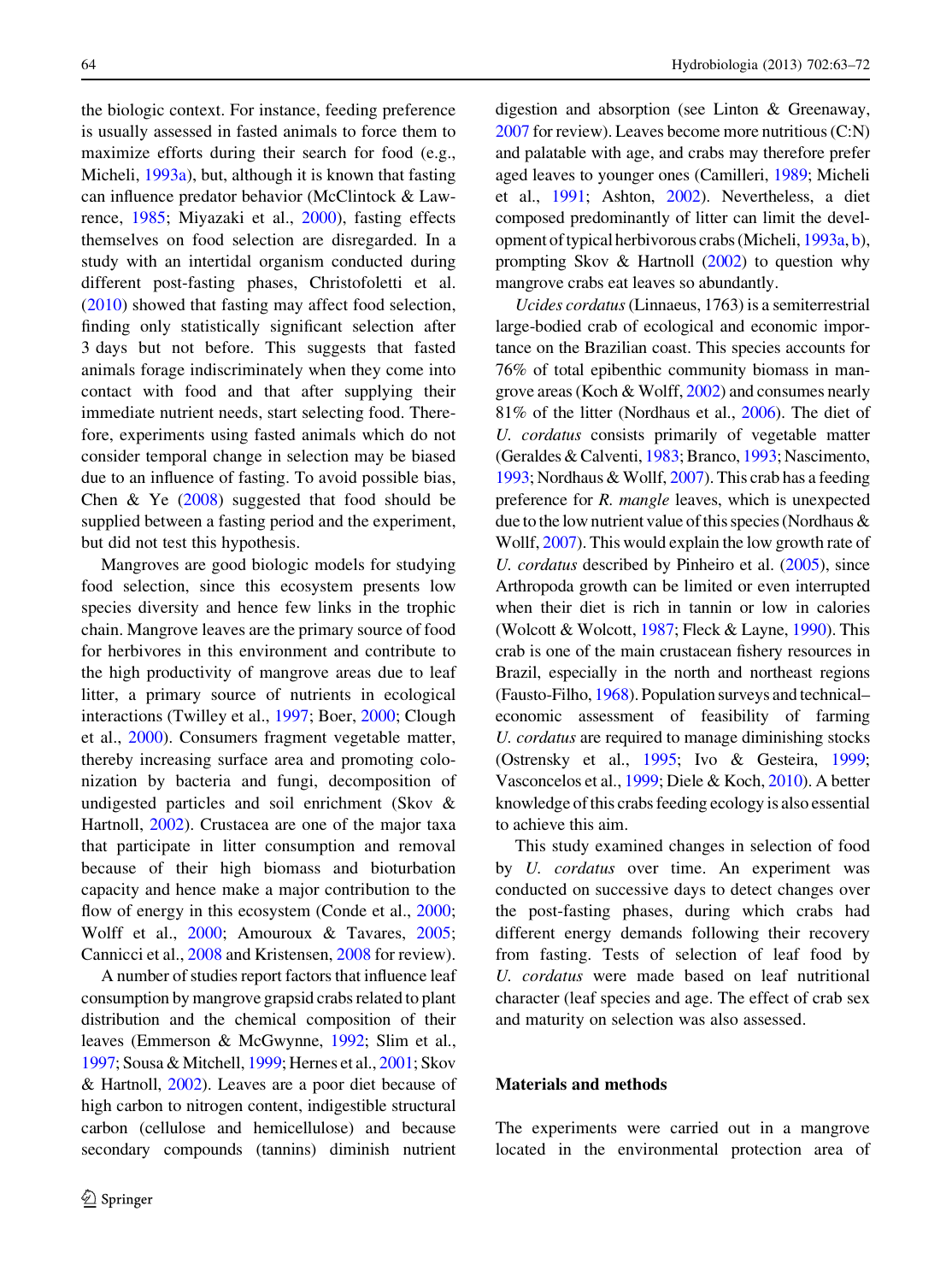the biologic context. For instance, feeding preference is usually assessed in fasted animals to force them to maximize efforts during their search for food (e.g., Micheli, 1993a), but, although it is known that fasting can influence predator behavior (McClintock & Lawrence, 1985; Miyazaki et al., 2000), fasting effects themselves on food selection are disregarded. In a study with an intertidal organism conducted during different post-fasting phases, Christofoletti et al. (2010) showed that fasting may affect food selection, finding only statistically significant selection after 3 days but not before. This suggests that fasted animals forage indiscriminately when they come into contact with food and that after supplying their immediate nutrient needs, start selecting food. Therefore, experiments using fasted animals which do not consider temporal change in selection may be biased due to an influence of fasting. To avoid possible bias, Chen & Ye (2008) suggested that food should be supplied between a fasting period and the experiment, but did not test this hypothesis.

Mangroves are good biologic models for studying food selection, since this ecosystem presents low species diversity and hence few links in the trophic chain. Mangrove leaves are the primary source of food for herbivores in this environment and contribute to the high productivity of mangrove areas due to leaf litter, a primary source of nutrients in ecological interactions (Twilley et al., 1997; Boer, 2000; Clough et al., 2000). Consumers fragment vegetable matter, thereby increasing surface area and promoting colonization by bacteria and fungi, decomposition of undigested particles and soil enrichment (Skov & Hartnoll, 2002). Crustacea are one of the major taxa that participate in litter consumption and removal because of their high biomass and bioturbation capacity and hence make a major contribution to the flow of energy in this ecosystem (Conde et al., 2000; Wolff et al., 2000; Amouroux & Tavares, 2005; Cannicci et al., 2008 and Kristensen, 2008 for review).

A number of studies report factors that influence leaf consumption by mangrove grapsid crabs related to plant distribution and the chemical composition of their leaves (Emmerson & McGwynne, 1992; Slim et al., 1997; Sousa & Mitchell, 1999; Hernes et al., 2001; Skov & Hartnoll, 2002). Leaves are a poor diet because of high carbon to nitrogen content, indigestible structural carbon (cellulose and hemicellulose) and because secondary compounds (tannins) diminish nutrient digestion and absorption (see Linton & Greenaway, 2007 for review). Leaves become more nutritious (C:N) and palatable with age, and crabs may therefore prefer aged leaves to younger ones (Camilleri, 1989; Micheli et al., 1991; Ashton, 2002). Nevertheless, a diet composed predominantly of litter can limit the development of typical herbivorous crabs (Micheli, 1993a, b), prompting Skov & Hartnoll (2002) to question why mangrove crabs eat leaves so abundantly.

*Ucides cordatus* (Linnaeus, 1763) is a semiterrestrial large-bodied crab of ecological and economic importance on the Brazilian coast. This species accounts for 76% of total epibenthic community biomass in mangrove areas (Koch & Wolff, 2002) and consumes nearly 81% of the litter (Nordhaus et al., 2006). The diet of *U. cordatus* consists primarily of vegetable matter (Geraldes & Calventi, 1983; Branco, 1993; Nascimento, 1993; Nordhaus & Wolff, 2007). This crab has a feeding preference for *R. mangle* leaves, which is unexpected due to the low nutrient value of this species (Nordhaus & Wolff, 2007). This would explain the low growth rate of *U. cordatus* described by Pinheiro et al. (2005), since Arthropoda growth can be limited or even interrupted when their diet is rich in tannin or low in calories (Wolcott & Wolcott, 1987; Fleck & Layne, 1990). This crab is one of the main crustacean fishery resources in Brazil, especially in the north and northeast regions (Fausto-Filho, 1968). Population surveys and technical–economic assessment of feasibility of farming *U. cordatus* are required to manage diminishing stocks (Ostrensky et al., 1995; Ivo & Gesteira, 1999; Vasconcelos et al., 1999; Diele & Koch, 2010). A better knowledge of this crabs feeding ecology is also essential to achieve this aim.

This study examined changes in selection of food by *U. cordatus* over time. An experiment was conducted on successive days to detect changes over the post-fasting phases, during which crabs had different energy demands following their recovery from fasting. Tests of selection of leaf food by *U. cordatus* were made based on leaf nutritional character (leaf species and age. The effect of crab sex and maturity on selection was also assessed.

## Materials and methods

The experiments were carried out in a mangrove located in the environmental protection area of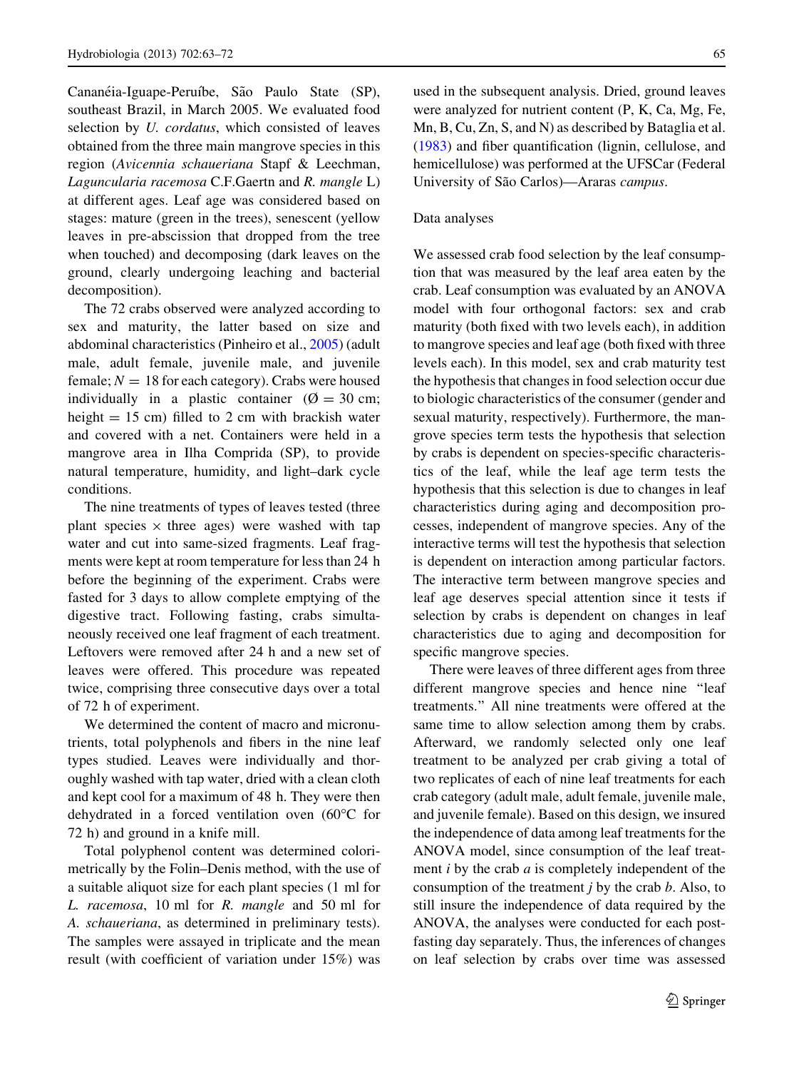Cananéia-Iguape-Peruíbe, São Paulo State (SP), southeast Brazil, in March 2005. We evaluated food selection by *U. cordatus*, which consisted of leaves obtained from the three main mangrove species in this region (*Avicennia schaueriana* Stapf & Leechman, *Laguncularia racemosa* C.F.Gaertn and *R. mangle* L) at different ages. Leaf age was considered based on stages: mature (green in the trees), senescent (yellow leaves in pre-abscission that dropped from the tree when touched) and decomposing (dark leaves on the ground, clearly undergoing leaching and bacterial decomposition).

The 72 crabs observed were analyzed according to sex and maturity, the latter based on size and abdominal characteristics (Pinheiro et al., 2005) (adult male, adult female, juvenile male, and juvenile female; $N = 18$ for each category). Crabs were housed individually in a plastic container ($\text{Ø} = 30$ cm; height $= 15$ cm) filled to 2 cm with brackish water and covered with a net. Containers were held in a mangrove area in Ilha Comprida (SP), to provide natural temperature, humidity, and light–dark cycle conditions.

The nine treatments of types of leaves tested (three plant species $\times$ three ages) were washed with tap water and cut into same-sized fragments. Leaf fragments were kept at room temperature for less than 24 h before the beginning of the experiment. Crabs were fasted for 3 days to allow complete emptying of the digestive tract. Following fasting, crabs simultaneously received one leaf fragment of each treatment. Leftovers were removed after 24 h and a new set of leaves were offered. This procedure was repeated twice, comprising three consecutive days over a total of 72 h of experiment.

We determined the content of macro and micronutrients, total polyphenols and fibers in the nine leaf types studied. Leaves were individually and thoroughly washed with tap water, dried with a clean cloth and kept cool for a maximum of 48 h. They were then dehydrated in a forced ventilation oven (60°C for 72 h) and ground in a knife mill.

Total polyphenol content was determined colorimetrically by the Folin–Denis method, with the use of a suitable aliquot size for each plant species (1 ml for *L. racemosa*, 10 ml for *R. mangle* and 50 ml for *A. schaueriana*, as determined in preliminary tests). The samples were assayed in triplicate and the mean result (with coefficient of variation under 15%) was used in the subsequent analysis. Dried, ground leaves were analyzed for nutrient content (P, K, Ca, Mg, Fe, Mn, B, Cu, Zn, S, and N) as described by Bataglia et al. (1983) and fiber quantification (lignin, cellulose, and hemicellulose) was performed at the UFSCar (Federal University of São Carlos)—Araras *campus*.

## Data analyses

We assessed crab food selection by the leaf consumption that was measured by the leaf area eaten by the crab. Leaf consumption was evaluated by an ANOVA model with four orthogonal factors: sex and crab maturity (both fixed with two levels each), in addition to mangrove species and leaf age (both fixed with three levels each). In this model, sex and crab maturity test the hypothesis that changes in food selection occur due to biologic characteristics of the consumer (gender and sexual maturity, respectively). Furthermore, the mangrove species term tests the hypothesis that selection by crabs is dependent on species-specific characteristics of the leaf, while the leaf age term tests the hypothesis that this selection is due to changes in leaf characteristics during aging and decomposition processes, independent of mangrove species. Any of the interactive terms will test the hypothesis that selection is dependent on interaction among particular factors. The interactive term between mangrove species and leaf age deserves special attention since it tests if selection by crabs is dependent on changes in leaf characteristics due to aging and decomposition for specific mangrove species.

There were leaves of three different ages from three different mangrove species and hence nine "leaf treatments." All nine treatments were offered at the same time to allow selection among them by crabs. Afterward, we randomly selected only one leaf treatment to be analyzed per crab giving a total of two replicates of each of nine leaf treatments for each crab category (adult male, adult female, juvenile male, and juvenile female). Based on this design, we insured the independence of data among leaf treatments for the ANOVA model, since consumption of the leaf treatment $i$ by the crab $a$ is completely independent of the consumption of the treatment $j$ by the crab $b$. Also, to still insure the independence of data required by the ANOVA, the analyses were conducted for each post-fasting day separately. Thus, the inferences of changes on leaf selection by crabs over time was assessed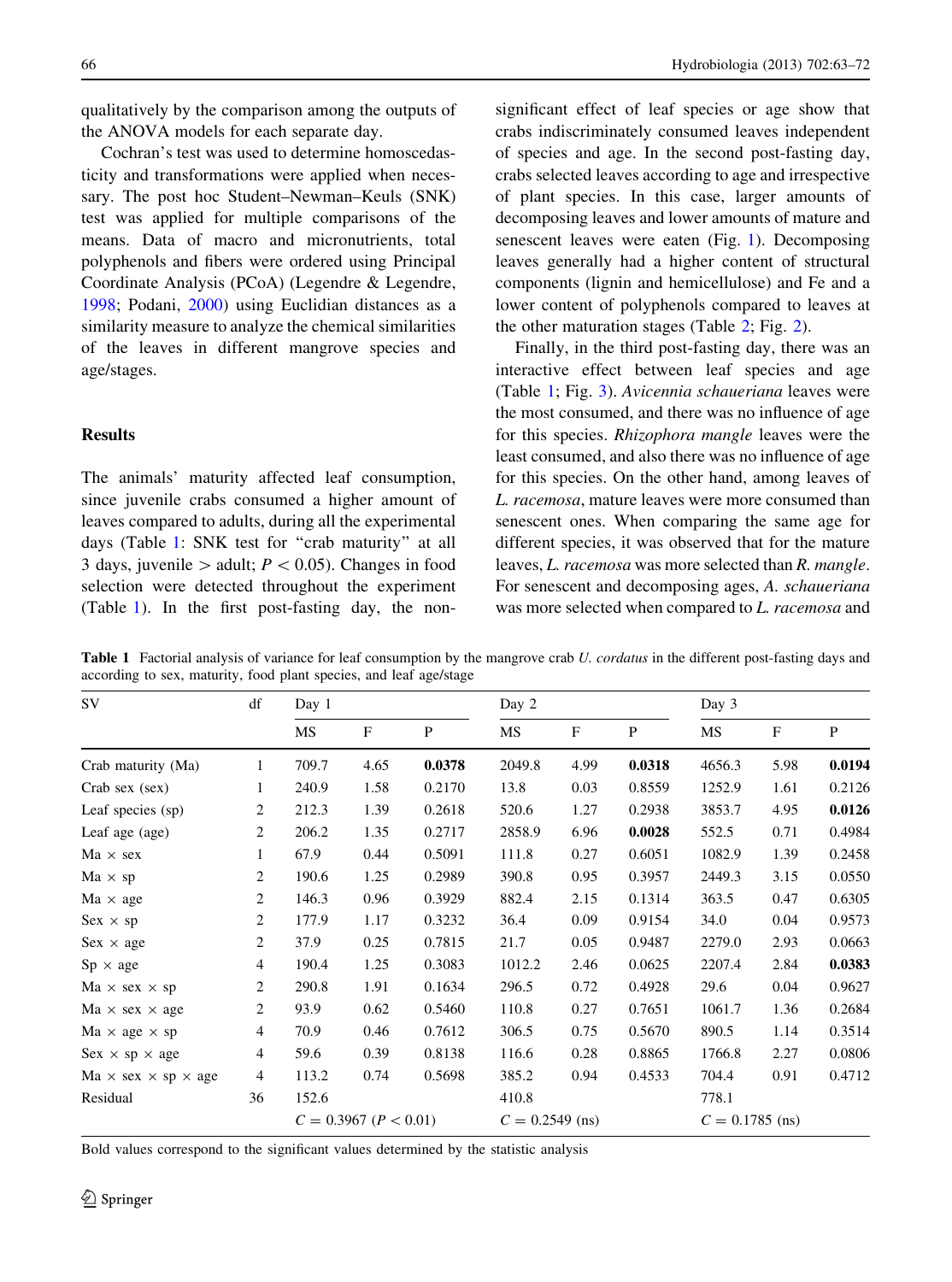qualitatively by the comparison among the outputs of the ANOVA models for each separate day.

Cochran's test was used to determine homoscedasticity and transformations were applied when necessary. The post hoc Student–Newman–Keuls (SNK) test was applied for multiple comparisons of the means. Data of macro and micronutrients, total polyphenols and fibers were ordered using Principal Coordinate Analysis (PCoA) (Legendre & Legendre, 1998; Podani, 2000) using Euclidian distances as a similarity measure to analyze the chemical similarities of the leaves in different mangrove species and age/stages.

## Results

The animals' maturity affected leaf consumption, since juvenile crabs consumed a higher amount of leaves compared to adults, during all the experimental days (Table 1: SNK test for "crab maturity" at all 3 days, juvenile > adult; $P < 0.05$). Changes in food selection were detected throughout the experiment (Table 1). In the first post-fasting day, the non-significant effect of leaf species or age show that crabs indiscriminately consumed leaves independent of species and age. In the second post-fasting day, crabs selected leaves according to age and irrespective of plant species. In this case, larger amounts of decomposing leaves and lower amounts of mature and senescent leaves were eaten (Fig. 1). Decomposing leaves generally had a higher content of structural components (lignin and hemicellulose) and Fe and a lower content of polyphenols compared to leaves at the other maturation stages (Table 2; Fig. 2).

Finally, in the third post-fasting day, there was an interactive effect between leaf species and age (Table 1; Fig. 3). *Avicennia schaueriana* leaves were the most consumed, and there was no influence of age for this species. *Rhizophora mangle* leaves were the least consumed, and also there was no influence of age for this species. On the other hand, among leaves of *L. racemosa*, mature leaves were more consumed than senescent ones. When comparing the same age for different species, it was observed that for the mature leaves, *L. racemosa* was more selected than *R. mangle*. For senescent and decomposing ages, *A. schaueriana* was more selected when compared to *L. racemosa* and

**Table 1** Factorial analysis of variance for leaf consumption by the mangrove crab *U. cordatus* in the different post-fasting days and according to sex, maturity, food plant species, and leaf age/stage

| SV | df | Day 1 | | | Day 2 | | | Day 3 | | |
|---|---|---|---|---|---|---|---|---|---|---|
| | | MS | F | P | MS | F | P | MS | F | P |
| Crab maturity (Ma) | 1 | 709.7 | 4.65 | **0.0378** | 2049.8 | 4.99 | **0.0318** | 4656.3 | 5.98 | **0.0194** |
| Crab sex (sex) | 1 | 240.9 | 1.58 | 0.2170 | 13.8 | 0.03 | 0.8559 | 1252.9 | 1.61 | 0.2126 |
| Leaf species (sp) | 2 | 212.3 | 1.39 | 0.2618 | 520.6 | 1.27 | 0.2938 | 3853.7 | 4.95 | **0.0126** |
| Leaf age (age) | 2 | 206.2 | 1.35 | 0.2717 | 2858.9 | 6.96 | **0.0028** | 552.5 | 0.71 | 0.4984 |
| Ma × sex | 1 | 67.9 | 0.44 | 0.5091 | 111.8 | 0.27 | 0.6051 | 1082.9 | 1.39 | 0.2458 |
| Ma × sp | 2 | 190.6 | 1.25 | 0.2989 | 390.8 | 0.95 | 0.3957 | 2449.3 | 3.15 | 0.0550 |
| Ma × age | 2 | 146.3 | 0.96 | 0.3929 | 882.4 | 2.15 | 0.1314 | 363.5 | 0.47 | 0.6305 |
| Sex × sp | 2 | 177.9 | 1.17 | 0.3232 | 36.4 | 0.09 | 0.9154 | 34.0 | 0.04 | 0.9573 |
| Sex × age | 2 | 37.9 | 0.25 | 0.7815 | 21.7 | 0.05 | 0.9487 | 2279.0 | 2.93 | 0.0663 |
| Sp × age | 4 | 190.4 | 1.25 | 0.3083 | 1012.2 | 2.46 | 0.0625 | 2207.4 | 2.84 | **0.0383** |
| Ma × sex × sp | 2 | 290.8 | 1.91 | 0.1634 | 296.5 | 0.72 | 0.4928 | 29.6 | 0.04 | 0.9627 |
| Ma × sex × age | 2 | 93.9 | 0.62 | 0.5460 | 110.8 | 0.27 | 0.7651 | 1061.7 | 1.36 | 0.2684 |
| Ma × age × sp | 4 | 70.9 | 0.46 | 0.7612 | 306.5 | 0.75 | 0.5670 | 890.5 | 1.14 | 0.3514 |
| Sex × sp × age | 4 | 59.6 | 0.39 | 0.8138 | 116.6 | 0.28 | 0.8865 | 1766.8 | 2.27 | 0.0806 |
| Ma × sex × sp × age | 4 | 113.2 | 0.74 | 0.5698 | 385.2 | 0.94 | 0.4533 | 704.4 | 0.91 | 0.4712 |
| Residual | 36 | 152.6 | | | 410.8 | | | 778.1 | | |
| | | $C = 0.3967$ ($P < 0.01$) | | | $C = 0.2549$ (ns) | | | $C = 0.1785$ (ns) | | |

Bold values correspond to the significant values determined by the statistic analysis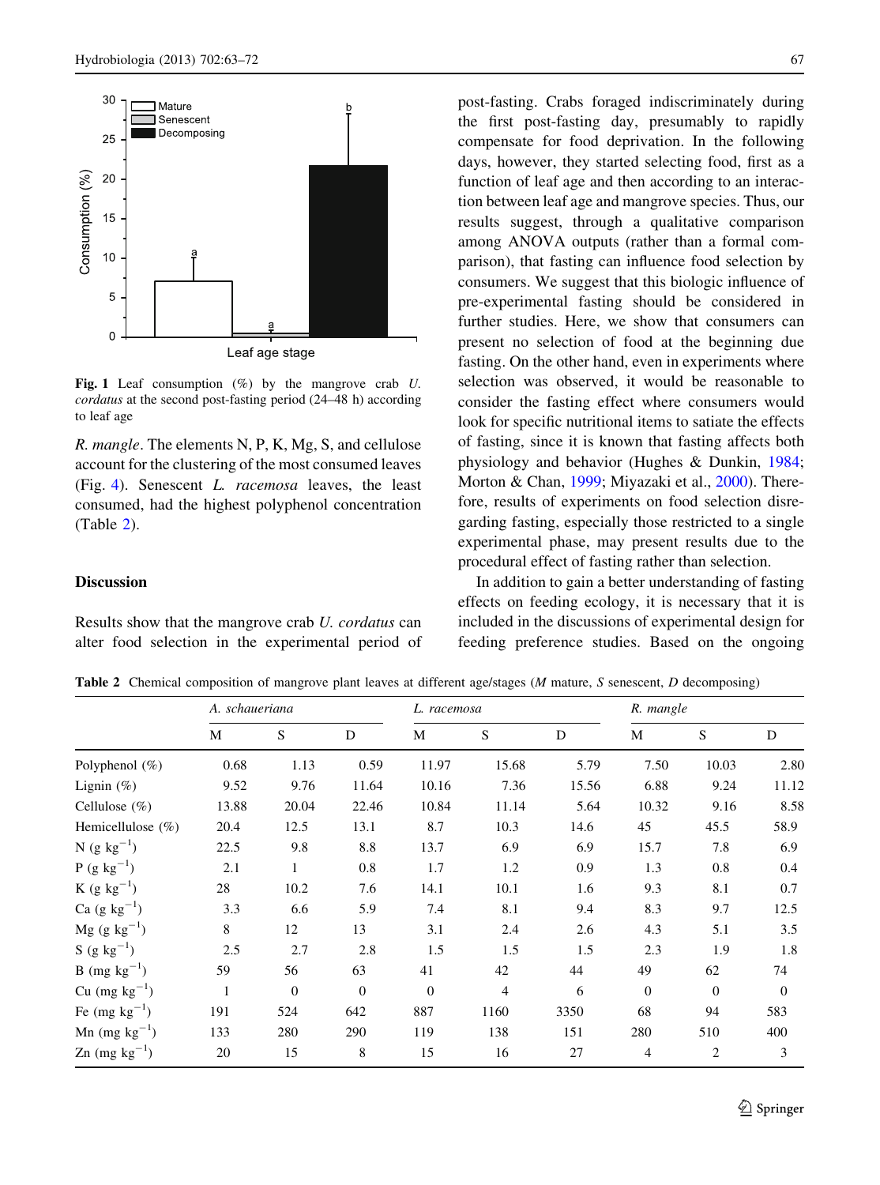**Fig. 1** Leaf consumption (%) by the mangrove crab *U. cordatus* at the second post-fasting period (24–48 h) according to leaf age

*R. mangle*. The elements N, P, K, Mg, S, and cellulose account for the clustering of the most consumed leaves (Fig. 4). Senescent *L. racemosa* leaves, the least consumed, had the highest polyphenol concentration (Table 2).

## Discussion

Results show that the mangrove crab *U. cordatus* can alter food selection in the experimental period of post-fasting. Crabs foraged indiscriminately during the first post-fasting day, presumably to rapidly compensate for food deprivation. In the following days, however, they started selecting food, first as a function of leaf age and then according to an interaction between leaf age and mangrove species. Thus, our results suggest, through a qualitative comparison among ANOVA outputs (rather than a formal comparison), that fasting can influence food selection by consumers. We suggest that this biologic influence of pre-experimental fasting should be considered in further studies. Here, we show that consumers can present no selection of food at the beginning due fasting. On the other hand, even in experiments where selection was observed, it would be reasonable to consider the fasting effect where consumers would look for specific nutritional items to satiate the effects of fasting, since it is known that fasting affects both physiology and behavior (Hughes & Dunkin, 1984; Morton & Chan, 1999; Miyazaki et al., 2000). Therefore, results of experiments on food selection disregarding fasting, especially those restricted to a single experimental phase, may present results due to the procedural effect of fasting rather than selection.

In addition to gain a better understanding of fasting effects on feeding ecology, it is necessary that it is included in the discussions of experimental design for feeding preference studies. Based on the ongoing

**Table 2** Chemical composition of mangrove plant leaves at different age/stages (*M* mature, *S* senescent, *D* decomposing)

| | *A. schaueriana* | | | *L. racemosa* | | | *R. mangle* | | |
|---|---|---|---|---|---|---|---|---|---|
| | M | S | D | M | S | D | M | S | D |
| Polyphenol (%) | 0.68 | 1.13 | 0.59 | 11.97 | 15.68 | 5.79 | 7.50 | 10.03 | 2.80 |
| Lignin (%) | 9.52 | 9.76 | 11.64 | 10.16 | 7.36 | 15.56 | 6.88 | 9.24 | 11.12 |
| Cellulose (%) | 13.88 | 20.04 | 22.46 | 10.84 | 11.14 | 5.64 | 10.32 | 9.16 | 8.58 |
| Hemicellulose (%) | 20.4 | 12.5 | 13.1 | 8.7 | 10.3 | 14.6 | 45 | 45.5 | 58.9 |
| N (g kg$^{-1}$) | 22.5 | 9.8 | 8.8 | 13.7 | 6.9 | 6.9 | 15.7 | 7.8 | 6.9 |
| P (g kg$^{-1}$) | 2.1 | 1 | 0.8 | 1.7 | 1.2 | 0.9 | 1.3 | 0.8 | 0.4 |
| K (g kg$^{-1}$) | 28 | 10.2 | 7.6 | 14.1 | 10.1 | 1.6 | 9.3 | 8.1 | 0.7 |
| Ca (g kg$^{-1}$) | 3.3 | 6.6 | 5.9 | 7.4 | 8.1 | 9.4 | 8.3 | 9.7 | 12.5 |
| Mg (g kg$^{-1}$) | 8 | 12 | 13 | 3.1 | 2.4 | 2.6 | 4.3 | 5.1 | 3.5 |
| S (g kg$^{-1}$) | 2.5 | 2.7 | 2.8 | 1.5 | 1.5 | 1.5 | 2.3 | 1.9 | 1.8 |
| B (mg kg$^{-1}$) | 59 | 56 | 63 | 41 | 42 | 44 | 49 | 62 | 74 |
| Cu (mg kg$^{-1}$) | 1 | 0 | 0 | 0 | 4 | 6 | 0 | 0 | 0 |
| Fe (mg kg$^{-1}$) | 191 | 524 | 642 | 887 | 1160 | 3350 | 68 | 94 | 583 |
| Mn (mg kg$^{-1}$) | 133 | 280 | 290 | 119 | 138 | 151 | 280 | 510 | 400 |
| Zn (mg kg$^{-1}$) | 20 | 15 | 8 | 15 | 16 | 27 | 4 | 2 | 3 |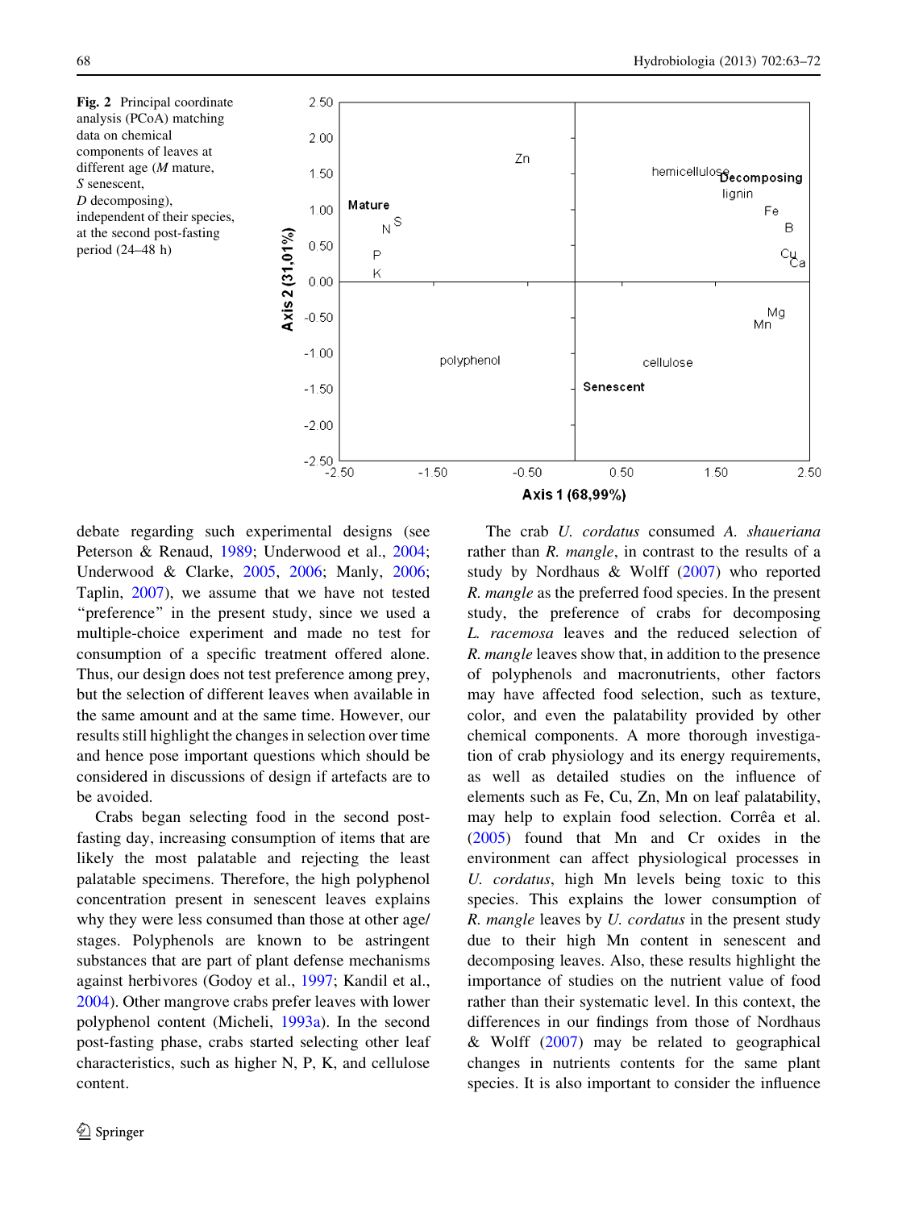**Fig. 2** Principal coordinate analysis (PCoA) matching data on chemical components of leaves at different age (*M* mature, *S* senescent, *D* decomposing), independent of their species, at the second post-fasting period (24–48 h)

debate regarding such experimental designs (see Peterson & Renaud, 1989; Underwood et al., 2004; Underwood & Clarke, 2005, 2006; Manly, 2006; Taplin, 2007), we assume that we have not tested "preference" in the present study, since we used a multiple-choice experiment and made no test for consumption of a specific treatment offered alone. Thus, our design does not test preference among prey, but the selection of different leaves when available in the same amount and at the same time. However, our results still highlight the changes in selection over time and hence pose important questions which should be considered in discussions of design if artefacts are to be avoided.

Crabs began selecting food in the second post-fasting day, increasing consumption of items that are likely the most palatable and rejecting the least palatable specimens. Therefore, the high polyphenol concentration present in senescent leaves explains why they were less consumed than those at other age/stages. Polyphenols are known to be astringent substances that are part of plant defense mechanisms against herbivores (Godoy et al., 1997; Kandil et al., 2004). Other mangrove crabs prefer leaves with lower polyphenol content (Micheli, 1993a). In the second post-fasting phase, crabs started selecting other leaf characteristics, such as higher N, P, K, and cellulose content.

The crab *U. cordatus* consumed *A. shaueriana* rather than *R. mangle*, in contrast to the results of a study by Nordhaus & Wolff (2007) who reported *R. mangle* as the preferred food species. In the present study, the preference of crabs for decomposing *L. racemosa* leaves and the reduced selection of *R. mangle* leaves show that, in addition to the presence of polyphenols and macronutrients, other factors may have affected food selection, such as texture, color, and even the palatability provided by other chemical components. A more thorough investigation of crab physiology and its energy requirements, as well as detailed studies on the influence of elements such as Fe, Cu, Zn, Mn on leaf palatability, may help to explain food selection. Corrêa et al. (2005) found that Mn and Cr oxides in the environment can affect physiological processes in *U. cordatus*, high Mn levels being toxic to this species. This explains the lower consumption of *R. mangle* leaves by *U. cordatus* in the present study due to their high Mn content in senescent and decomposing leaves. Also, these results highlight the importance of studies on the nutrient value of food rather than their systematic level. In this context, the differences in our findings from those of Nordhaus & Wolff (2007) may be related to geographical changes in nutrients contents for the same plant species. It is also important to consider the influence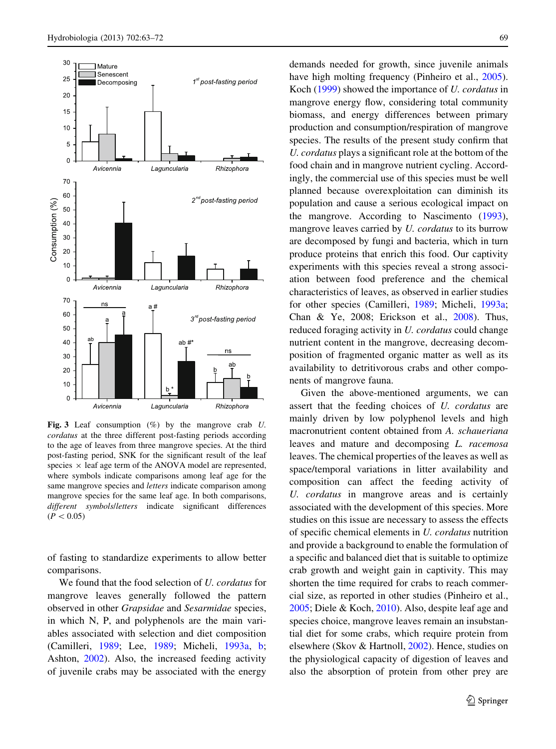30
Mature
Senescent
Decomposing
25
1st post-fasting period
20
15
10
5
0
Avicennia
Laguncularia
Rhizophora

70
60
2nd post-fasting period
50
Consumption (%)
40
30
20
10
0
Avicennia
Laguncularia
Rhizophora

70
ns
a #
60
a
a
3rd post-fasting period
50
ab
40
ab #*
ns
30
ab
20
b
b
10
b *
0
Avicennia
Laguncularia
Rhizophora

**Fig. 3** Leaf consumption (%) by the mangrove crab *U. cordatus* at the three different post-fasting periods according to the age of leaves from three mangrove species. At the third post-fasting period, SNK for the significant result of the leaf species × leaf age term of the ANOVA model are represented, where symbols indicate comparisons among leaf age for the same mangrove species and *letters* indicate comparison among mangrove species for the same leaf age. In both comparisons, *different symbols*/*letters* indicate significant differences ($P < 0.05$)

of fasting to standardize experiments to allow better comparisons.

We found that the food selection of *U. cordatus* for mangrove leaves generally followed the pattern observed in other *Grapsidae* and *Sesarmidae* species, in which N, P, and polyphenols are the main variables associated with selection and diet composition (Camilleri, 1989; Lee, 1989; Micheli, 1993a, b; Ashton, 2002). Also, the increased feeding activity of juvenile crabs may be associated with the energy demands needed for growth, since juvenile animals have high molting frequency (Pinheiro et al., 2005). Koch (1999) showed the importance of *U. cordatus* in mangrove energy flow, considering total community biomass, and energy differences between primary production and consumption/respiration of mangrove species. The results of the present study confirm that *U. cordatus* plays a significant role at the bottom of the food chain and in mangrove nutrient cycling. Accordingly, the commercial use of this species must be well planned because overexploitation can diminish its population and cause a serious ecological impact on the mangrove. According to Nascimento (1993), mangrove leaves carried by *U. cordatus* to its burrow are decomposed by fungi and bacteria, which in turn produce proteins that enrich this food. Our captivity experiments with this species reveal a strong association between food preference and the chemical characteristics of leaves, as observed in earlier studies for other species (Camilleri, 1989; Micheli, 1993a; Chan & Ye, 2008; Erickson et al., 2008). Thus, reduced foraging activity in *U. cordatus* could change nutrient content in the mangrove, decreasing decomposition of fragmented organic matter as well as its availability to detritivorous crabs and other components of mangrove fauna.

Given the above-mentioned arguments, we can assert that the feeding choices of *U. cordatus* are mainly driven by low polyphenol levels and high macronutrient content obtained from *A. schaueriana* leaves and mature and decomposing *L. racemosa* leaves. The chemical properties of the leaves as well as space/temporal variations in litter availability and composition can affect the feeding activity of *U. cordatus* in mangrove areas and is certainly associated with the development of this species. More studies on this issue are necessary to assess the effects of specific chemical elements in *U. cordatus* nutrition and provide a background to enable the formulation of a specific and balanced diet that is suitable to optimize crab growth and weight gain in captivity. This may shorten the time required for crabs to reach commercial size, as reported in other studies (Pinheiro et al., 2005; Diele & Koch, 2010). Also, despite leaf age and species choice, mangrove leaves remain an insubstantial diet for some crabs, which require protein from elsewhere (Skov & Hartnoll, 2002). Hence, studies on the physiological capacity of digestion of leaves and also the absorption of protein from other prey are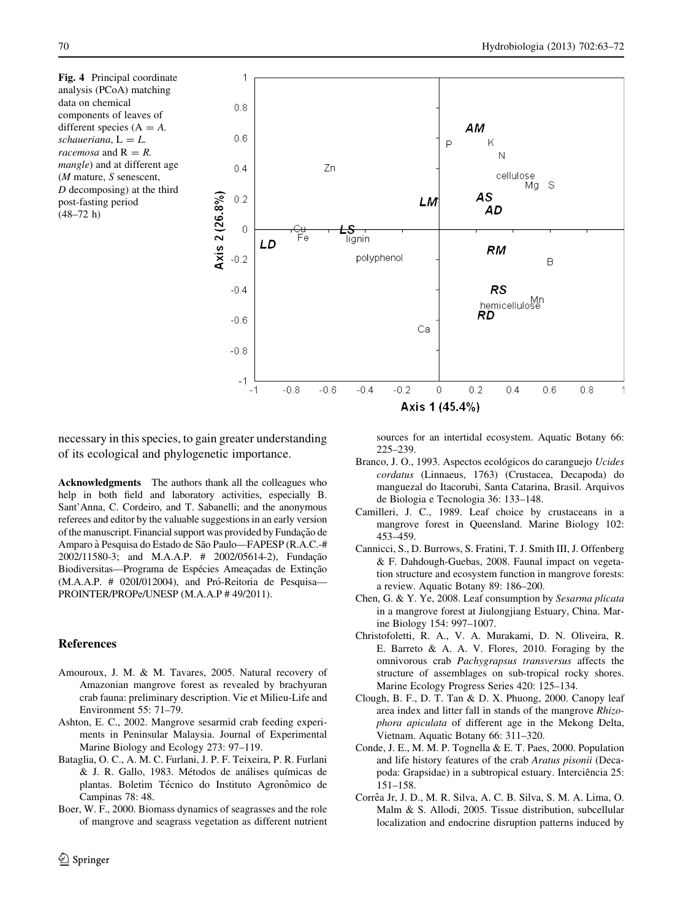**Fig. 4** Principal coordinate analysis (PCoA) matching data on chemical components of leaves of different species (A = *A. schaueriana*, L = *L. racemosa* and R = *R. mangle*) and at different age (*M* mature, *S* senescent, *D* decomposing) at the third post-fasting period (48–72 h)

necessary in this species, to gain greater understanding of its ecological and phylogenetic importance.

**Acknowledgments** The authors thank all the colleagues who help in both field and laboratory activities, especially B. Sant'Anna, C. Cordeiro, and T. Sabanelli; and the anonymous referees and editor by the valuable suggestions in an early version of the manuscript. Financial support was provided by Fundação de Amparo à Pesquisa do Estado de São Paulo—FAPESP (R.A.C.-# 2002/11580-3; and M.A.A.P. # 2002/05614-2), Fundação Biodiversitas—Programa de Espécies Ameaçadas de Extinção (M.A.A.P. # 020I/012004), and Pró-Reitoria de Pesquisa—PROINTER/PROPe/UNESP (M.A.A.P # 49/2011).

## References

Amouroux, J. M. & M. Tavares, 2005. Natural recovery of Amazonian mangrove forest as revealed by brachyuran crab fauna: preliminary description. Vie et Milieu-Life and Environment 55: 71–79.

Ashton, E. C., 2002. Mangrove sesarmid crab feeding experiments in Peninsular Malaysia. Journal of Experimental Marine Biology and Ecology 273: 97–119.

Bataglia, O. C., A. M. C. Furlani, J. P. F. Teixeira, P. R. Furlani & J. R. Gallo, 1983. Métodos de análises químicas de plantas. Boletim Técnico do Instituto Agronômico de Campinas 78: 48.

Boer, W. F., 2000. Biomass dynamics of seagrasses and the role of mangrove and seagrass vegetation as different nutrient sources for an intertidal ecosystem. Aquatic Botany 66: 225–239.

Branco, J. O., 1993. Aspectos ecológicos do caranguejo *Ucides cordatus* (Linnaeus, 1763) (Crustacea, Decapoda) do manguezal do Itacorubi, Santa Catarina, Brasil. Arquivos de Biologia e Tecnologia 36: 133–148.

Camilleri, J. C., 1989. Leaf choice by crustaceans in a mangrove forest in Queensland. Marine Biology 102: 453–459.

Cannicci, S., D. Burrows, S. Fratini, T. J. Smith III, J. Offenberg & F. Dahdough-Guebas, 2008. Faunal impact on vegetation structure and ecosystem function in mangrove forests: a review. Aquatic Botany 89: 186–200.

Chen, G. & Y. Ye, 2008. Leaf consumption by *Sesarma plicata* in a mangrove forest at Jiulongjiang Estuary, China. Marine Biology 154: 997–1007.

Christofoletti, R. A., V. A. Murakami, D. N. Oliveira, R. E. Barreto & A. A. V. Flores, 2010. Foraging by the omnivorous crab *Pachygrapsus transversus* affects the structure of assemblages on sub-tropical rocky shores. Marine Ecology Progress Series 420: 125–134.

Clough, B. F., D. T. Tan & D. X. Phuong, 2000. Canopy leaf area index and litter fall in stands of the mangrove *Rhizophora apiculata* of different age in the Mekong Delta, Vietnam. Aquatic Botany 66: 311–320.

Conde, J. E., M. M. P. Tognella & E. T. Paes, 2000. Population and life history features of the crab *Aratus pisonii* (Decapoda: Grapsidae) in a subtropical estuary. Interciência 25: 151–158.

Corrêa Jr, J. D., M. R. Silva, A. C. B. Silva, S. M. A. Lima, O. Malm & S. Allodi, 2005. Tissue distribution, subcellular localization and endocrine disruption patterns induced by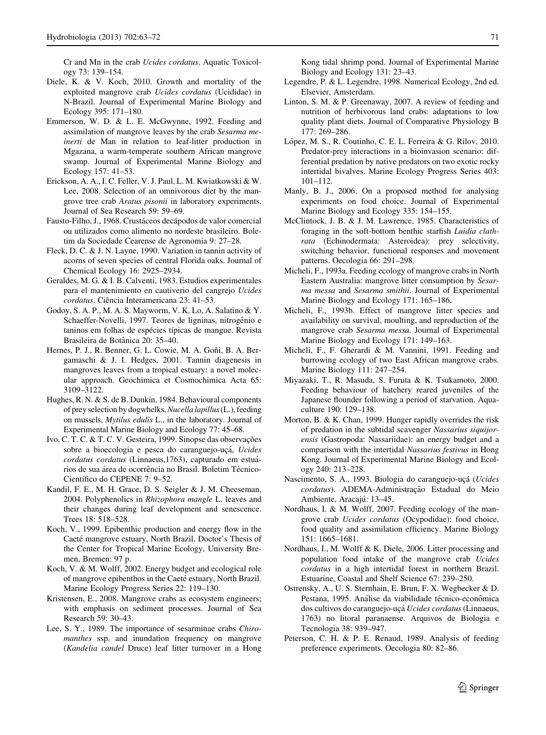Cr and Mn in the crab *Ucides cordatus*. Aquatic Toxicology 73: 139–154.

Diele, K. & V. Koch, 2010. Growth and mortality of the exploited mangrove crab *Ucides cordatus* (Ucididae) in N-Brazil. Journal of Experimental Marine Biology and Ecology 395: 171–180.

Emmerson, W. D. & L. E. McGwynne, 1992. Feeding and assimilation of mangrove leaves by the crab *Sesarma meinerti* de Man in relation to leaf-litter production in Mgazana, a warm-temperate southern African mangrove swamp. Journal of Experimental Marine Biology and Ecology 157: 41–53.

Erickson, A. A., I. C. Feller, V. J. Paul, L. M. Kwiatkowski & W. Lee, 2008. Selection of an omnivorous diet by the mangrove tree crab *Aratus pisonii* in laboratory experiments. Journal of Sea Research 59: 59–69.

Fausto-Filho, J., 1968. Crustáceos decápodos de valor comercial ou utilizados como alimento no nordeste brasileiro. Boletim da Sociedade Cearense de Agronomia 9: 27–28.

Fleck, D. C. & J. N. Layne, 1990. Variation in tannin activity of acorns of seven species of central Florida oaks. Journal of Chemical Ecology 16: 2925–2934.

Geraldes, M. G. & I. B. Calventi, 1983. Estudios experimentales para el mantenimiento en cautiverio del cangrejo *Ucides cordatus*. Ciência Interamericana 23: 41–53.

Godoy, S. A. P., M. A. S. Mayworm, V. K. Lo, A. Salatino & Y. Schaeffer-Novelli, 1997. Teores de ligninas, nitrogênio e taninos em folhas de espécies típicas de mangue. Revista Brasileira de Botânica 20: 35–40.

Hernes, P. J., R. Benner, G. L. Cowie, M. A. Goñi, B. A. Bergamaschi & J. I. Hedges, 2001. Tannin diagenesis in mangroves leaves from a tropical estuary: a novel molecular approach. Geochimica et Cosmochimica Acta 65: 3109–3122.

Hughes, R. N. & S. de B. Dunkin, 1984. Behavioural components of prey selection by dogwhelks, *Nucella lapillus* (L.), feeding on mussels, *Mytilus edulis* L., in the laboratory. Journal of Experimental Marine Biology and Ecology 77: 45–68.

Ivo, C. T. C. & T. C. V. Gesteira, 1999. Sinopse das observações sobre a bioecologia e pesca do caranguejo-uçá, *Ucides cordatus cordatus* (Linnaeus,1763), capturado em estuários de sua área de ocorrência no Brasil. Boletim Técnico-Científico do CEPENE 7: 9–52.

Kandil, F. E., M. H. Grace, D. S. Seigler & J. M. Cheeseman, 2004. Polyphenolics in *Rhizophora mangle* L. leaves and their changes during leaf development and senescence. Trees 18: 518–528.

Koch, V., 1999. Epibenthic production and energy flow in the Caeté mangrove estuary, North Brazil. Doctor's Thesis of the Center for Tropical Marine Ecology, University Bremen, Bremen: 97 p.

Koch, V. & M. Wolff, 2002. Energy budget and ecological role of mangrove epibenthos in the Caeté estuary, North Brazil. Marine Ecology Progress Series 22: 119–130.

Kristensen, E., 2008. Mangrove crabs as ecosystem engineers; with emphasis on sediment processes. Journal of Sea Research 59: 30–43.

Lee, S. Y., 1989. The importance of sesarminae crabs *Chiromanthes* ssp. and inundation frequency on mangrove (*Kandelia candel* Druce) leaf litter turnover in a Hong Kong tidal shrimp pond. Journal of Experimental Marine Biology and Ecology 131: 23–43.

Legendre, P. & L. Legendre, 1998. Numerical Ecology, 2nd ed. Elsevier, Amsterdam.

Linton, S. M. & P. Greenaway, 2007. A review of feeding and nutrition of herbivorous land crabs: adaptations to low quality plant diets. Journal of Comparative Physiology B 177: 269–286.

López, M. S., R. Coutinho, C. E. L. Ferreira & G. Rilov, 2010. Predator-prey interactions in a bioinvasion scenario: differential predation by native predators on two exotic rocky intertidal bivalves. Marine Ecology Progress Series 403: 101–112.

Manly, B. J., 2006. On a proposed method for analysing experiments on food choice. Journal of Experimental Marine Biology and Ecology 335: 154–155.

McClintock, J. B. & J. M. Lawrence, 1985. Characteristics of foraging in the soft-bottom benthic starfish *Luidia clathrata* (Echinodermata: Asteroidea): prey selectivity, switching behavior, functional responses and movement patterns. Oecologia 66: 291–298.

Micheli, F., 1993a. Feeding ecology of mangrove crabs in North Eastern Australia: mangrove litter consumption by *Sesarma messa* and *Sesarma smithii*. Journal of Experimental Marine Biology and Ecology 171: 165–186.

Micheli, F., 1993b. Effect of mangrove litter species and availability on survival, moulting, and reproduction of the mangrove crab *Sesarma messa*. Journal of Experimental Marine Biology and Ecology 171: 149–163.

Micheli, F., F. Gherardi & M. Vannini, 1991. Feeding and burrowing ecology of two East African mangrove crabs. Marine Biology 111: 247–254.

Miyazaki, T., R. Masuda, S. Furuta & K. Tsukamoto, 2000. Feeding behaviour of hatchery reared juveniles of the Japanese flounder following a period of starvation. Aquaculture 190: 129–138.

Morton, B. & K. Chan, 1999. Hunger rapidly overrides the risk of predation in the subtidal scavenger *Nassarius siquijorensis* (Gastropoda: Nassariidae): an energy budget and a comparison with the intertidal *Nassarius festivus* in Hong Kong. Journal of Experimental Marine Biology and Ecology 240: 213–228.

Nascimento, S. A., 1993. Biologia do caranguejo-uçá (*Ucides cordatus*). ADEMA-Administração Estadual do Meio Ambiente, Aracajú: 13–45.

Nordhaus, I. & M. Wolff, 2007. Feeding ecology of the mangrove crab *Ucides cordatus* (Ocypodidae): food choice, food quality and assimilation efficiency. Marine Biology 151: 1665–1681.

Nordhaus, I., M. Wolff & K. Diele, 2006. Litter processing and population food intake of the mangrove crab *Ucides cordatus* in a high intertidal forest in northern Brazil. Estuarine, Coastal and Shelf Science 67: 239–250.

Ostrensky, A., U. S. Sternhain, E. Brun, F. X. Wegbecker & D. Pestana, 1995. Análise da viabilidade técnico-econômica dos cultivos do caranguejo-uçá *Ucides cordatus* (Linnaeus, 1763) no litoral paranaense. Arquivos de Biologia e Tecnologia 38: 939–947.

Peterson, C. H. & P. E. Renaud, 1989. Analysis of feeding preference experiments. Oecologia 80: 82–86.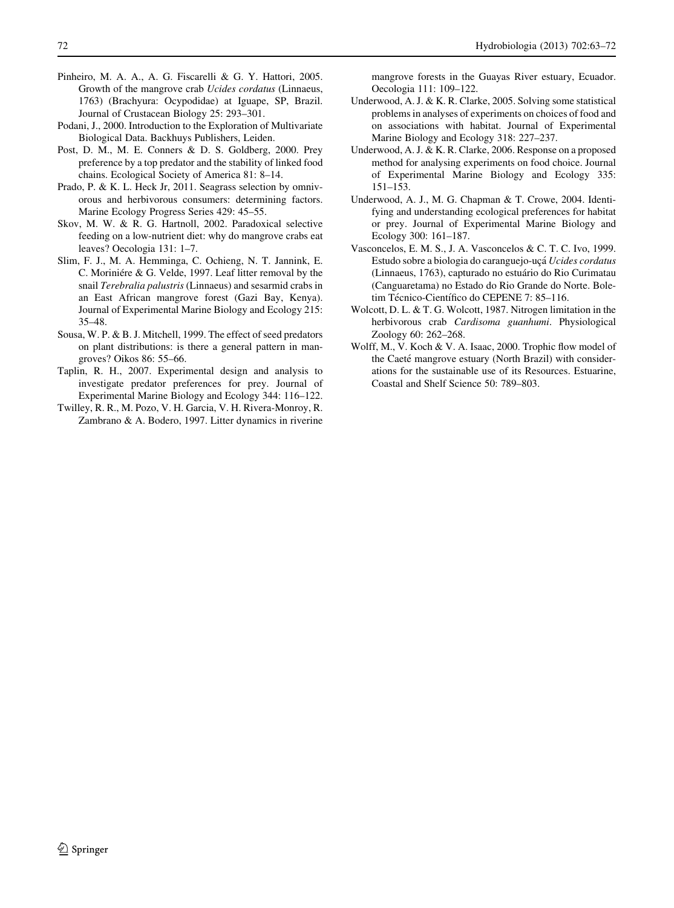Pinheiro, M. A. A., A. G. Fiscarelli & G. Y. Hattori, 2005. Growth of the mangrove crab *Ucides cordatus* (Linnaeus, 1763) (Brachyura: Ocypodidae) at Iguape, SP, Brazil. Journal of Crustacean Biology 25: 293–301.

Podani, J., 2000. Introduction to the Exploration of Multivariate Biological Data. Backhuys Publishers, Leiden.

Post, D. M., M. E. Conners & D. S. Goldberg, 2000. Prey preference by a top predator and the stability of linked food chains. Ecological Society of America 81: 8–14.

Prado, P. & K. L. Heck Jr, 2011. Seagrass selection by omnivorous and herbivorous consumers: determining factors. Marine Ecology Progress Series 429: 45–55.

Skov, M. W. & R. G. Hartnoll, 2002. Paradoxical selective feeding on a low-nutrient diet: why do mangrove crabs eat leaves? Oecologia 131: 1–7.

Slim, F. J., M. A. Hemminga, C. Ochieng, N. T. Jannink, E. C. Moriniére & G. Velde, 1997. Leaf litter removal by the snail *Terebralia palustris* (Linnaeus) and sesarmid crabs in an East African mangrove forest (Gazi Bay, Kenya). Journal of Experimental Marine Biology and Ecology 215: 35–48.

Sousa, W. P. & B. J. Mitchell, 1999. The effect of seed predators on plant distributions: is there a general pattern in mangroves? Oikos 86: 55–66.

Taplin, R. H., 2007. Experimental design and analysis to investigate predator preferences for prey. Journal of Experimental Marine Biology and Ecology 344: 116–122.

Twilley, R. R., M. Pozo, V. H. Garcia, V. H. Rivera-Monroy, R. Zambrano & A. Bodero, 1997. Litter dynamics in riverine mangrove forests in the Guayas River estuary, Ecuador. Oecologia 111: 109–122.

Underwood, A. J. & K. R. Clarke, 2005. Solving some statistical problems in analyses of experiments on choices of food and on associations with habitat. Journal of Experimental Marine Biology and Ecology 318: 227–237.

Underwood, A. J. & K. R. Clarke, 2006. Response on a proposed method for analysing experiments on food choice. Journal of Experimental Marine Biology and Ecology 335: 151–153.

Underwood, A. J., M. G. Chapman & T. Crowe, 2004. Identifying and understanding ecological preferences for habitat or prey. Journal of Experimental Marine Biology and Ecology 300: 161–187.

Vasconcelos, E. M. S., J. A. Vasconcelos & C. T. C. Ivo, 1999. Estudo sobre a biologia do caranguejo-uçá *Ucides cordatus* (Linnaeus, 1763), capturado no estuário do Rio Curimatau (Canguaretama) no Estado do Rio Grande do Norte. Boletim Técnico-Científico do CEPENE 7: 85–116.

Wolcott, D. L. & T. G. Wolcott, 1987. Nitrogen limitation in the herbivorous crab *Cardisoma guanhumi*. Physiological Zoology 60: 262–268.

Wolff, M., V. Koch & V. A. Isaac, 2000. Trophic flow model of the Caeté mangrove estuary (North Brazil) with considerations for the sustainable use of its Resources. Estuarine, Coastal and Shelf Science 50: 789–803.